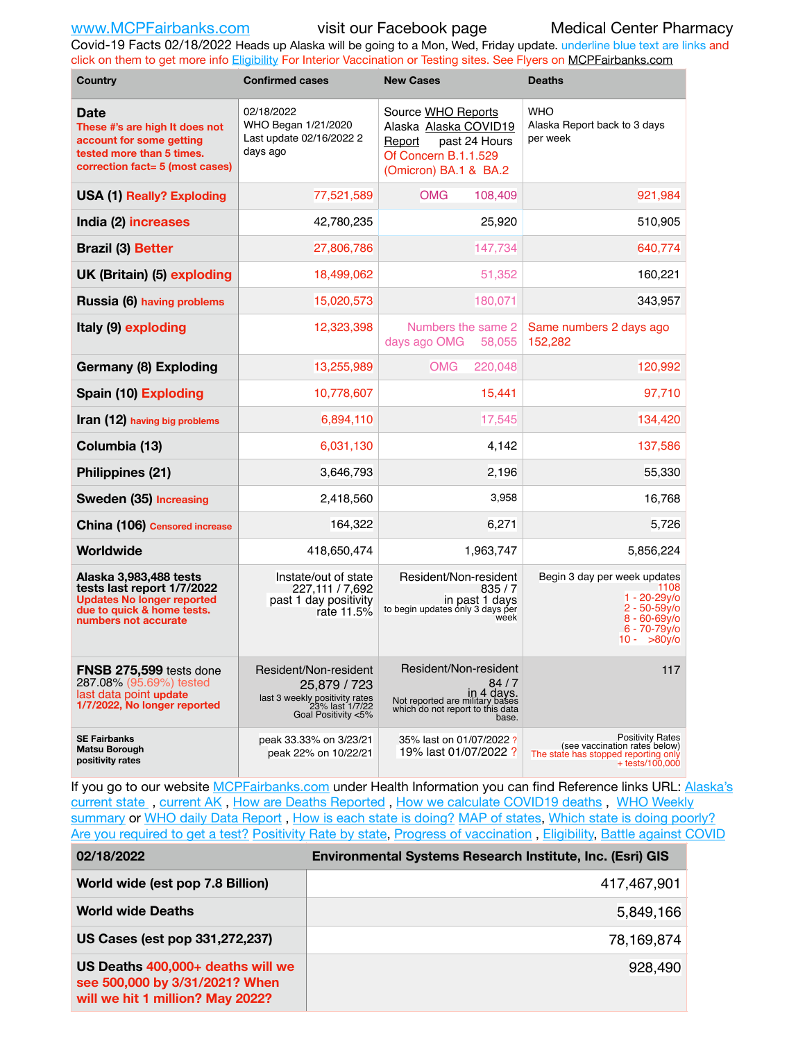www.MCPFairbanks.com visit our Facebook page Medical Center Pharmacy

Covid-19 Facts 02/18/2022 Heads up Alaska will be going to a Mon, Wed, Friday update. underline blue text are links and click on them to get more info Eligibility For Interior Vaccination or Testing sites. See Flyers on MCPFairbanks.com

| Country | Confirmed cases | New Cases | Deaths |
|---|---|---|---|
| **Date** These #'s are high It does not account for some getting tested more than 5 times. correction fact= 5 (most cases) | 02/18/2022 WHO Began 1/21/2020 Last update 02/16/2022 2 days ago | Source WHO Reports Alaska Alaska COVID19 Report past 24 Hours Of Concern B.1.1.529 (Omicron) BA.1 & BA.2 | WHO Alaska Report back to 3 days per week |
| **USA (1)** Really? Exploding | 77,521,589 | OMG 108,409 | 921,984 |
| **India (2)** increases | 42,780,235 | 25,920 | 510,905 |
| **Brazil (3)** Better | 27,806,786 | 147,734 | 640,774 |
| **UK (Britain) (5)** exploding | 18,499,062 | 51,352 | 160,221 |
| **Russia (6)** having problems | 15,020,573 | 180,071 | 343,957 |
| **Italy (9)** exploding | 12,323,398 | Numbers the same 2 days ago OMG 58,055 | Same numbers 2 days ago 152,282 |
| **Germany (8)** Exploding | 13,255,989 | OMG 220,048 | 120,992 |
| **Spain (10)** Exploding | 10,778,607 | 15,441 | 97,710 |
| **Iran (12)** having big problems | 6,894,110 | 17,545 | 134,420 |
| **Columbia (13)** | 6,031,130 | 4,142 | 137,586 |
| **Philippines (21)** | 3,646,793 | 2,196 | 55,330 |
| **Sweden (35)** Increasing | 2,418,560 | 3,958 | 16,768 |
| **China (106)** Censored increase | 164,322 | 6,271 | 5,726 |
| **Worldwide** | 418,650,474 | 1,963,747 | 5,856,224 |
| **Alaska 3,983,488 tests tests last report 1/7/2022** Updates No longer reported due to quick & home tests. numbers not accurate | Instate/out of state 227,111 / 7,692 past 1 day positivity rate 11.5% | Resident/Non-resident 835 / 7 in past 1 days to begin updates only 3 days per week | Begin 3 day per week updates 1108 1 - 20-29y/o 2 - 50-59y/o 8 - 60-69y/o 6 - 70-79y/o 10 - >80y/o |
| **FNSB 275,599** tests done 287.08% (95.69%) tested last data point update 1/7/2022, No longer reported | Resident/Non-resident 25,879 / 723 last 3 weekly positivity rates 23% last 1/7/22 Goal Positivity <5% | Resident/Non-resident 84 / 7 in 4 days. Not reported are military bases which do not report to this data base. | 117 |
| **SE Fairbanks Matsu Borough positivity rates** | peak 33.33% on 3/23/21 peak 22% on 10/22/21 | 35% last on 01/07/2022 ? 19% last 01/07/2022 ? | Positivity Rates (see vaccination rates below) The state has stopped reporting only + tests/100,000 |

If you go to our website MCPFairbanks.com under Health Information you can find Reference links URL: Alaska's current state , current AK , How are Deaths Reported , How we calculate COVID19 deaths , WHO Weekly summary or WHO daily Data Report , How is each state is doing? MAP of states, Which state is doing poorly? Are you required to get a test? Positivity Rate by state, Progress of vaccination , Eligibility, Battle against COVID

| 02/18/2022 | Environmental Systems Research Institute, Inc. (Esri) GIS |
|---|---|
| **World wide (est pop 7.8 Billion)** | 417,467,901 |
| **World wide Deaths** | 5,849,166 |
| **US Cases (est pop 331,272,237)** | 78,169,874 |
| **US Deaths** 400,000+ deaths will we see 500,000 by 3/31/2021? When will we hit 1 million? May 2022? | 928,490 |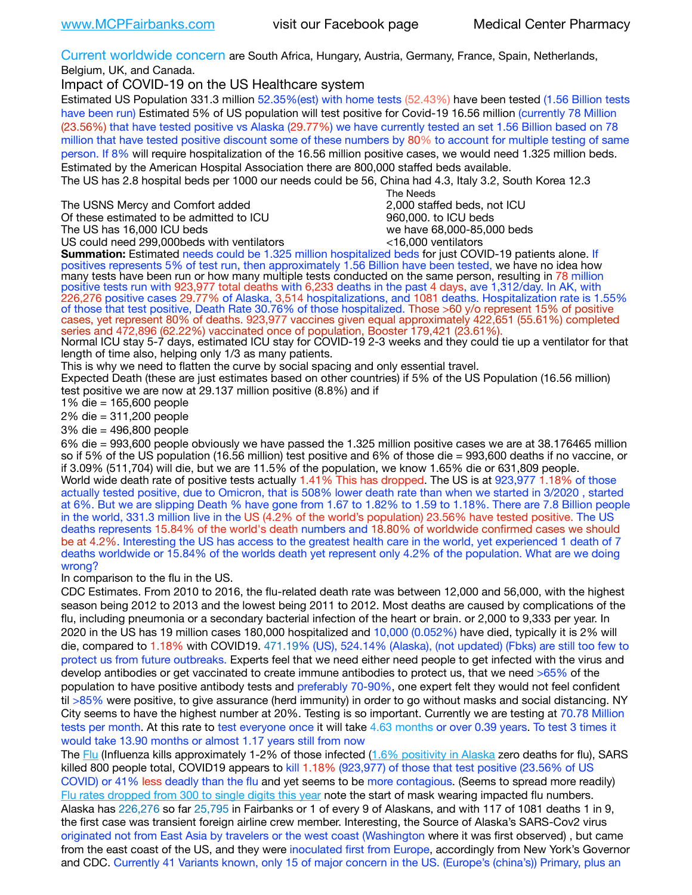www.MCPFairbanks.com visit our Facebook page Medical Center Pharmacy

Current worldwide concern are South Africa, Hungary, Austria, Germany, France, Spain, Netherlands, Belgium, UK, and Canada.

Impact of COVID-19 on the US Healthcare system

Estimated US Population 331.3 million 52.35%(est) with home tests (52.43%) have been tested (1.56 Billion tests have been run) Estimated 5% of US population will test positive for Covid-19 16.56 million (currently 78 Million (23.56%) that have tested positive vs Alaska (29.77%) we have currently tested an set 1.56 Billion based on 78 million that have tested positive discount some of these numbers by 80% to account for multiple testing of same person. If 8% will require hospitalization of the 16.56 million positive cases, we would need 1.325 million beds. Estimated by the American Hospital Association there are 800,000 staffed beds available.

The US has 2.8 hospital beds per 1000 our needs could be 56, China had 4.3, Italy 3.2, South Korea 12.3

| | The Needs |
|---|---|
| The USNS Mercy and Comfort added | 2,000 staffed beds, not ICU |
| Of these estimated to be admitted to ICU | 960,000. to ICU beds |
| The US has 16,000 ICU beds | we have 68,000-85,000 beds |
| US could need 299,000beds with ventilators | <16,000 ventilators |

**Summation:** Estimated needs could be 1.325 million hospitalized beds for just COVID-19 patients alone. If positives represents 5% of test run, then approximately 1.56 Billion have been tested, we have no idea how many tests have been run or how many multiple tests conducted on the same person, resulting in 78 million positive tests run with 923,977 total deaths with 6,233 deaths in the past 4 days, ave 1,312/day. In AK, with 226,276 positive cases 29.77% of Alaska, 3,514 hospitalizations, and 1081 deaths. Hospitalization rate is 1.55% of those that test positive, Death Rate 30.76% of those hospitalized. Those >60 y/o represent 15% of positive cases, yet represent 80% of deaths. 923,977 vaccines given equal approximately 422,651 (55.61%) completed series and 472,896 (62.22%) vaccinated once of population, Booster 179,421 (23.61%).

Normal ICU stay 5-7 days, estimated ICU stay for COVID-19 2-3 weeks and they could tie up a ventilator for that length of time also, helping only 1/3 as many patients.

This is why we need to flatten the curve by social spacing and only essential travel.

Expected Death (these are just estimates based on other countries) if 5% of the US Population (16.56 million) test positive we are now at 29.137 million positive (8.8%) and if

1% die = 165,600 people

2% die = 311,200 people

3% die = 496,800 people

6% die = 993,600 people obviously we have passed the 1.325 million positive cases we are at 38.176465 million so if 5% of the US population (16.56 million) test positive and 6% of those die = 993,600 deaths if no vaccine, or if 3.09% (511,704) will die, but we are 11.5% of the population, we know 1.65% die or 631,809 people.

World wide death rate of positive tests actually 1.41% This has dropped. The US is at 923,977 1.18% of those actually tested positive, due to Omicron, that is 508% lower death rate than when we started in 3/2020 , started at 6%. But we are slipping Death % have gone from 1.67 to 1.82% to 1.59 to 1.18%. There are 7.8 Billion people in the world, 331.3 million live in the US (4.2% of the world's population) 23.56% have tested positive. The US deaths represents 15.84% of the world's death numbers and 18.80% of worldwide confirmed cases we should be at 4.2%. Interesting the US has access to the greatest health care in the world, yet experienced 1 death of 7 deaths worldwide or 15.84% of the worlds death yet represent only 4.2% of the population. What are we doing wrong?

In comparison to the flu in the US.

CDC Estimates. From 2010 to 2016, the flu-related death rate was between 12,000 and 56,000, with the highest season being 2012 to 2013 and the lowest being 2011 to 2012. Most deaths are caused by complications of the flu, including pneumonia or a secondary bacterial infection of the heart or brain. or 2,000 to 9,333 per year. In 2020 in the US has 19 million cases 180,000 hospitalized and 10,000 (0.052%) have died, typically it is 2% will die, compared to 1.18% with COVID19. 471.19% (US), 524.14% (Alaska), (not updated) (Fbks) are still too few to protect us from future outbreaks. Experts feel that we need either need people to get infected with the virus and develop antibodies or get vaccinated to create immune antibodies to protect us, that we need >65% of the population to have positive antibody tests and preferably 70-90%, one expert felt they would not feel confident til >85% were positive, to give assurance (herd immunity) in order to go without masks and social distancing. NY City seems to have the highest number at 20%. Testing is so important. Currently we are testing at 70.78 Million tests per month. At this rate to test everyone once it will take 4.63 months or over 0.39 years. To test 3 times it would take 13.90 months or almost 1.17 years still from now

The Flu (Influenza kills approximately 1-2% of those infected (1.6% positivity in Alaska zero deaths for flu), SARS killed 800 people total, COVID19 appears to kill 1.18% (923,977) of those that test positive (23.56% of US COVID) or 41% less deadly than the flu and yet seems to be more contagious. (Seems to spread more readily) Flu rates dropped from 300 to single digits this year note the start of mask wearing impacted flu numbers.

Alaska has 226,276 so far 25,795 in Fairbanks or 1 of every 9 of Alaskans, and with 117 of 1081 deaths 1 in 9, the first case was transient foreign airline crew member. Interesting, the Source of Alaska's SARS-Cov2 virus originated not from East Asia by travelers or the west coast (Washington where it was first observed) , but came from the east coast of the US, and they were inoculated first from Europe, accordingly from New York's Governor and CDC. Currently 41 Variants known, only 15 of major concern in the US. (Europe's (china's)) Primary, plus an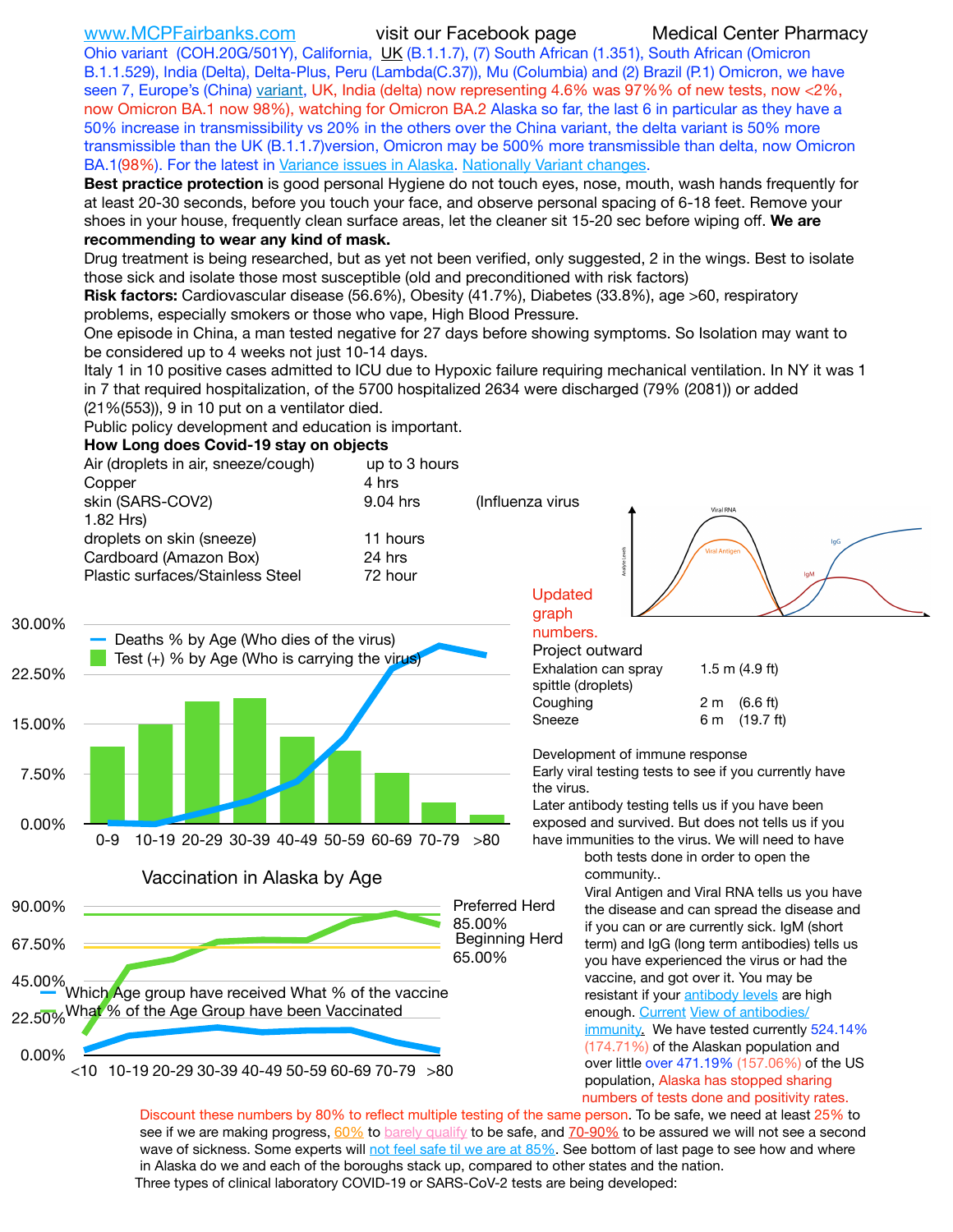www.MCPFairbanks.com visit our Facebook page Medical Center Pharmacy

Ohio variant (COH.20G/501Y), California, UK (B.1.1.7), (7) South African (1.351), South African (Omicron B.1.1.529), India (Delta), Delta-Plus, Peru (Lambda(C.37)), Mu (Columbia) and (2) Brazil (P.1) Omicron, we have seen 7, Europe's (China) variant, UK, India (delta) now representing 4.6% was 97%% of new tests, now <2%, now Omicron BA.1 now 98%), watching for Omicron BA.2 Alaska so far, the last 6 in particular as they have a 50% increase in transmissibility vs 20% in the others over the China variant, the delta variant is 50% more transmissible than the UK (B.1.1.7)version, Omicron may be 500% more transmissible than delta, now Omicron BA.1(98%). For the latest in Variance issues in Alaska. Nationally Variant changes.

**Best practice protection** is good personal Hygiene do not touch eyes, nose, mouth, wash hands frequently for at least 20-30 seconds, before you touch your face, and observe personal spacing of 6-18 feet. Remove your shoes in your house, frequently clean surface areas, let the cleaner sit 15-20 sec before wiping off. **We are recommending to wear any kind of mask.**

Drug treatment is being researched, but as yet not been verified, only suggested, 2 in the wings. Best to isolate those sick and isolate those most susceptible (old and preconditioned with risk factors)

**Risk factors:** Cardiovascular disease (56.6%), Obesity (41.7%), Diabetes (33.8%), age >60, respiratory problems, especially smokers or those who vape, High Blood Pressure.

One episode in China, a man tested negative for 27 days before showing symptoms. So Isolation may want to be considered up to 4 weeks not just 10-14 days.

Italy 1 in 10 positive cases admitted to ICU due to Hypoxic failure requiring mechanical ventilation. In NY it was 1 in 7 that required hospitalization, of the 5700 hospitalized 2634 were discharged (79% (2081)) or added (21%(553)), 9 in 10 put on a ventilator died.

Public policy development and education is important.

**How Long does Covid-19 stay on objects**

| | | |
|---|---|---|
| Air (droplets in air, sneeze/cough) | up to 3 hours | |
| Copper | 4 hrs | |
| skin (SARS-COV2) | 9.04 hrs | (Influenza virus 1.82 Hrs) |
| droplets on skin (sneeze) | 11 hours | |
| Cardboard (Amazon Box) | 24 hrs | |
| Plastic surfaces/Stainless Steel | 72 hour | |

Updated graph numbers.

Project outward

| | |
|---|---|
| Exhalation can spray spittle (droplets) | 1.5 m (4.9 ft) |
| Coughing | 2 m (6.6 ft) |
| Sneeze | 6 m (19.7 ft) |

Development of immune response

Early viral testing tests to see if you currently have the virus.

Later antibody testing tells us if you have been exposed and survived. But does not tells us if you have immunities to the virus. We will need to have both tests done in order to open the community..

Viral Antigen and Viral RNA tells us you have the disease and can spread the disease and if you can or are currently sick. IgM (short term) and IgG (long term antibodies) tells us you have experienced the virus or had the vaccine, and got over it. You may be resistant if your antibody levels are high enough. Current View of antibodies/ immunity. We have tested currently 524.14% (174.71%) of the Alaskan population and over little over 471.19% (157.06%) of the US population, Alaska has stopped sharing numbers of tests done and positivity rates.

Discount these numbers by 80% to reflect multiple testing of the same person. To be safe, we need at least 25% to see if we are making progress, 60% to barely qualify to be safe, and 70-90% to be assured we will not see a second wave of sickness. Some experts will not feel safe til we are at 85%. See bottom of last page to see how and where in Alaska do we and each of the boroughs stack up, compared to other states and the nation.

Three types of clinical laboratory COVID-19 or SARS-CoV-2 tests are being developed: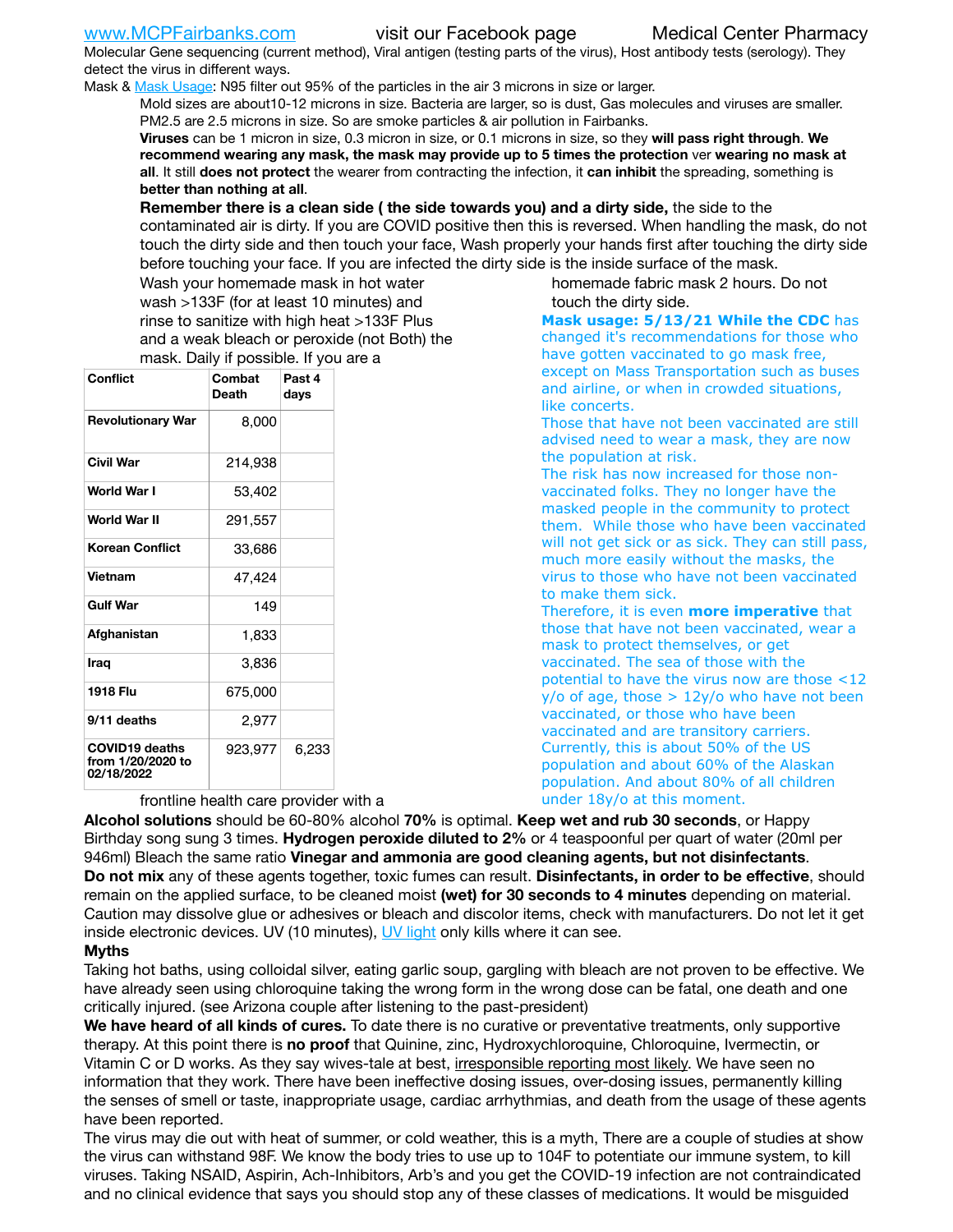www.MCPFairbanks.com visit our Facebook page Medical Center Pharmacy

Molecular Gene sequencing (current method), Viral antigen (testing parts of the virus), Host antibody tests (serology). They detect the virus in different ways.

Mask & Mask Usage: N95 filter out 95% of the particles in the air 3 microns in size or larger.

Mold sizes are about10-12 microns in size. Bacteria are larger, so is dust, Gas molecules and viruses are smaller. PM2.5 are 2.5 microns in size. So are smoke particles & air pollution in Fairbanks.

**Viruses** can be 1 micron in size, 0.3 micron in size, or 0.1 microns in size, so they **will pass right through**. **We recommend wearing any mask, the mask may provide up to 5 times the protection** ver **wearing no mask at all**. It still **does not protect** the wearer from contracting the infection, it **can inhibit** the spreading, something is **better than nothing at all**.

**Remember there is a clean side ( the side towards you) and a dirty side,** the side to the contaminated air is dirty. If you are COVID positive then this is reversed. When handling the mask, do not touch the dirty side and then touch your face, Wash properly your hands first after touching the dirty side before touching your face. If you are infected the dirty side is the inside surface of the mask.

Wash your homemade mask in hot water wash >133F (for at least 10 minutes) and rinse to sanitize with high heat >133F Plus and a weak bleach or peroxide (not Both) the mask. Daily if possible. If you are a frontline health care provider with a homemade fabric mask 2 hours. Do not touch the dirty side.

| Conflict | Combat Death | Past 4 days |
|---|---|---|
| Revolutionary War | 8,000 | |
| Civil War | 214,938 | |
| World War I | 53,402 | |
| World War II | 291,557 | |
| Korean Conflict | 33,686 | |
| Vietnam | 47,424 | |
| Gulf War | 149 | |
| Afghanistan | 1,833 | |
| Iraq | 3,836 | |
| 1918 Flu | 675,000 | |
| 9/11 deaths | 2,977 | |
| COVID19 deaths from 1/20/2020 to 02/18/2022 | 923,977 | 6,233 |

**Mask usage: 5/13/21 While the CDC** has changed it's recommendations for those who have gotten vaccinated to go mask free, except on Mass Transportation such as buses and airline, or when in crowded situations, like concerts.

Those that have not been vaccinated are still advised need to wear a mask, they are now the population at risk.

The risk has now increased for those non-vaccinated folks. They no longer have the masked people in the community to protect them. While those who have been vaccinated will not get sick or as sick. They can still pass, much more easily without the masks, the virus to those who have not been vaccinated to make them sick.

Therefore, it is even **more imperative** that those that have not been vaccinated, wear a mask to protect themselves, or get vaccinated. The sea of those with the potential to have the virus now are those <12 y/o of age, those > 12y/o who have not been vaccinated, or those who have been vaccinated and are transitory carriers. Currently, this is about 50% of the US population and about 60% of the Alaskan population. And about 80% of all children under 18y/o at this moment.

**Alcohol solutions** should be 60-80% alcohol **70%** is optimal. **Keep wet and rub 30 seconds**, or Happy Birthday song sung 3 times. **Hydrogen peroxide diluted to 2%** or 4 teaspoonful per quart of water (20ml per 946ml) Bleach the same ratio **Vinegar and ammonia are good cleaning agents, but not disinfectants**. **Do not mix** any of these agents together, toxic fumes can result. **Disinfectants, in order to be effective**, should remain on the applied surface, to be cleaned moist **(wet) for 30 seconds to 4 minutes** depending on material. Caution may dissolve glue or adhesives or bleach and discolor items, check with manufacturers. Do not let it get inside electronic devices. UV (10 minutes), UV light only kills where it can see.

**Myths**

Taking hot baths, using colloidal silver, eating garlic soup, gargling with bleach are not proven to be effective. We have already seen using chloroquine taking the wrong form in the wrong dose can be fatal, one death and one critically injured. (see Arizona couple after listening to the past-president)

**We have heard of all kinds of cures.** To date there is no curative or preventative treatments, only supportive therapy. At this point there is **no proof** that Quinine, zinc, Hydroxychloroquine, Chloroquine, Ivermectin, or Vitamin C or D works. As they say wives-tale at best, irresponsible reporting most likely. We have seen no information that they work. There have been ineffective dosing issues, over-dosing issues, permanently killing the senses of smell or taste, inappropriate usage, cardiac arrhythmias, and death from the usage of these agents have been reported.

The virus may die out with heat of summer, or cold weather, this is a myth, There are a couple of studies at show the virus can withstand 98F. We know the body tries to use up to 104F to potentiate our immune system, to kill viruses. Taking NSAID, Aspirin, Ach-Inhibitors, Arb's and you get the COVID-19 infection are not contraindicated and no clinical evidence that says you should stop any of these classes of medications. It would be misguided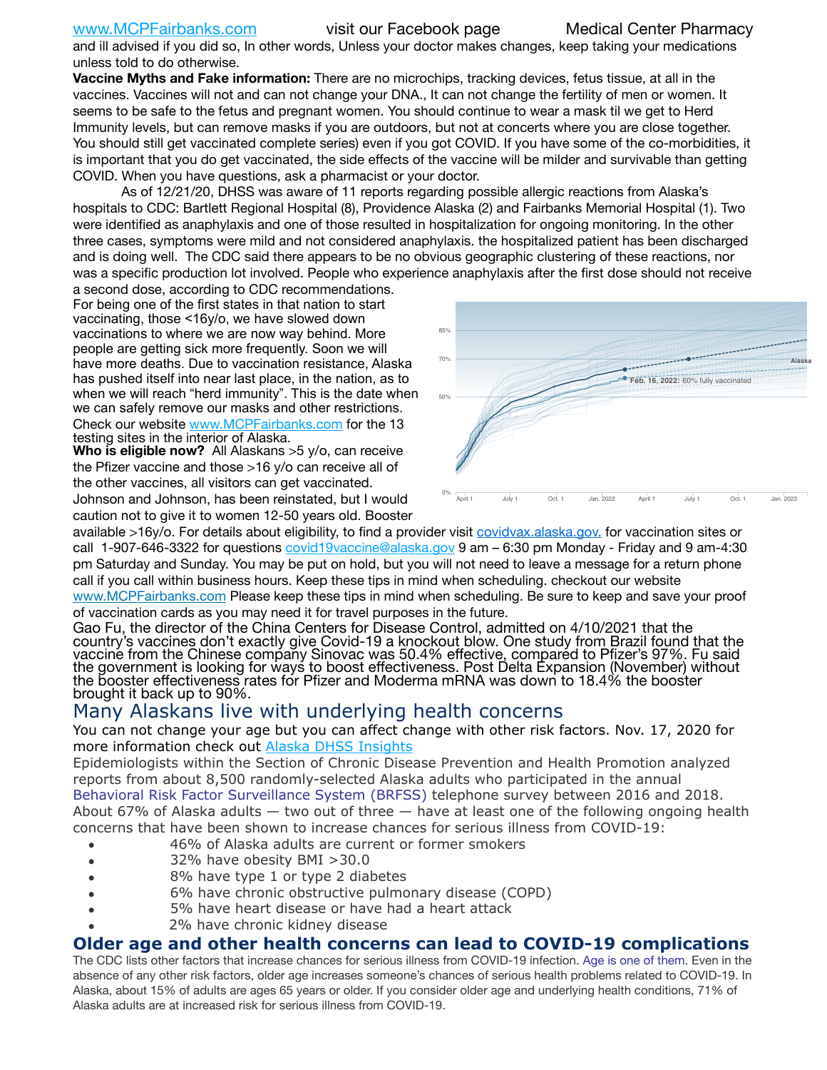and ill advised if you did so, In other words, Unless your doctor makes changes, keep taking your medications unless told to do otherwise.

**Vaccine Myths and Fake information:** There are no microchips, tracking devices, fetus tissue, at all in the vaccines. Vaccines will not and can not change your DNA., It can not change the fertility of men or women. It seems to be safe to the fetus and pregnant women. You should continue to wear a mask til we get to Herd Immunity levels, but can remove masks if you are outdoors, but not at concerts where you are close together. You should still get vaccinated complete series) even if you got COVID. If you have some of the co-morbidities, it is important that you do get vaccinated, the side effects of the vaccine will be milder and survivable than getting COVID. When you have questions, ask a pharmacist or your doctor.

As of 12/21/20, DHSS was aware of 11 reports regarding possible allergic reactions from Alaska's hospitals to CDC: Bartlett Regional Hospital (8), Providence Alaska (2) and Fairbanks Memorial Hospital (1). Two were identified as anaphylaxis and one of those resulted in hospitalization for ongoing monitoring. In the other three cases, symptoms were mild and not considered anaphylaxis. the hospitalized patient has been discharged and is doing well. The CDC said there appears to be no obvious geographic clustering of these reactions, nor was a specific production lot involved. People who experience anaphylaxis after the first dose should not receive a second dose, according to CDC recommendations.

For being one of the first states in that nation to start vaccinating, those <16y/o, we have slowed down vaccinations to where we are now way behind. More people are getting sick more frequently. Soon we will have more deaths. Due to vaccination resistance, Alaska has pushed itself into near last place, in the nation, as to when we will reach "herd immunity". This is the date when we can safely remove our masks and other restrictions. Check our website www.MCPFairbanks.com for the 13 testing sites in the interior of Alaska.

**Who is eligible now?** All Alaskans >5 y/o, can receive the Pfizer vaccine and those >16 y/o can receive all of the other vaccines, all visitors can get vaccinated. Johnson and Johnson, has been reinstated, but I would caution not to give it to women 12-50 years old. Booster available >16y/o. For details about eligibility, to find a provider visit covidvax.alaska.gov. for vaccination sites or call 1-907-646-3322 for questions covid19vaccine@alaska.gov 9 am – 6:30 pm Monday - Friday and 9 am-4:30 pm Saturday and Sunday. You may be put on hold, but you will not need to leave a message for a return phone call if you call within business hours. Keep these tips in mind when scheduling. checkout our website www.MCPFairbanks.com Please keep these tips in mind when scheduling. Be sure to keep and save your proof of vaccination cards as you may need it for travel purposes in the future.

Gao Fu, the director of the China Centers for Disease Control, admitted on 4/10/2021 that the country's vaccines don't exactly give Covid-19 a knockout blow. One study from Brazil found that the vaccine from the Chinese company Sinovac was 50.4% effective, compared to Pfizer's 97%. Fu said the government is looking for ways to boost effectiveness. Post Delta Expansion (November) without the booster effectiveness rates for Pfizer and Moderma mRNA was down to 18.4% the booster brought it back up to 90%.

## Many Alaskans live with underlying health concerns

You can not change your age but you can affect change with other risk factors. Nov. 17, 2020 for more information check out Alaska DHSS Insights

Epidemiologists within the Section of Chronic Disease Prevention and Health Promotion analyzed reports from about 8,500 randomly-selected Alaska adults who participated in the annual Behavioral Risk Factor Surveillance System (BRFSS) telephone survey between 2016 and 2018. About 67% of Alaska adults — two out of three — have at least one of the following ongoing health concerns that have been shown to increase chances for serious illness from COVID-19:

- 46% of Alaska adults are current or former smokers
- 32% have obesity BMI >30.0
- 8% have type 1 or type 2 diabetes
- 6% have chronic obstructive pulmonary disease (COPD)
- 5% have heart disease or have had a heart attack
- 2% have chronic kidney disease

## Older age and other health concerns can lead to COVID-19 complications

The CDC lists other factors that increase chances for serious illness from COVID-19 infection. Age is one of them. Even in the absence of any other risk factors, older age increases someone's chances of serious health problems related to COVID-19. In Alaska, about 15% of adults are ages 65 years or older. If you consider older age and underlying health conditions, 71% of Alaska adults are at increased risk for serious illness from COVID-19.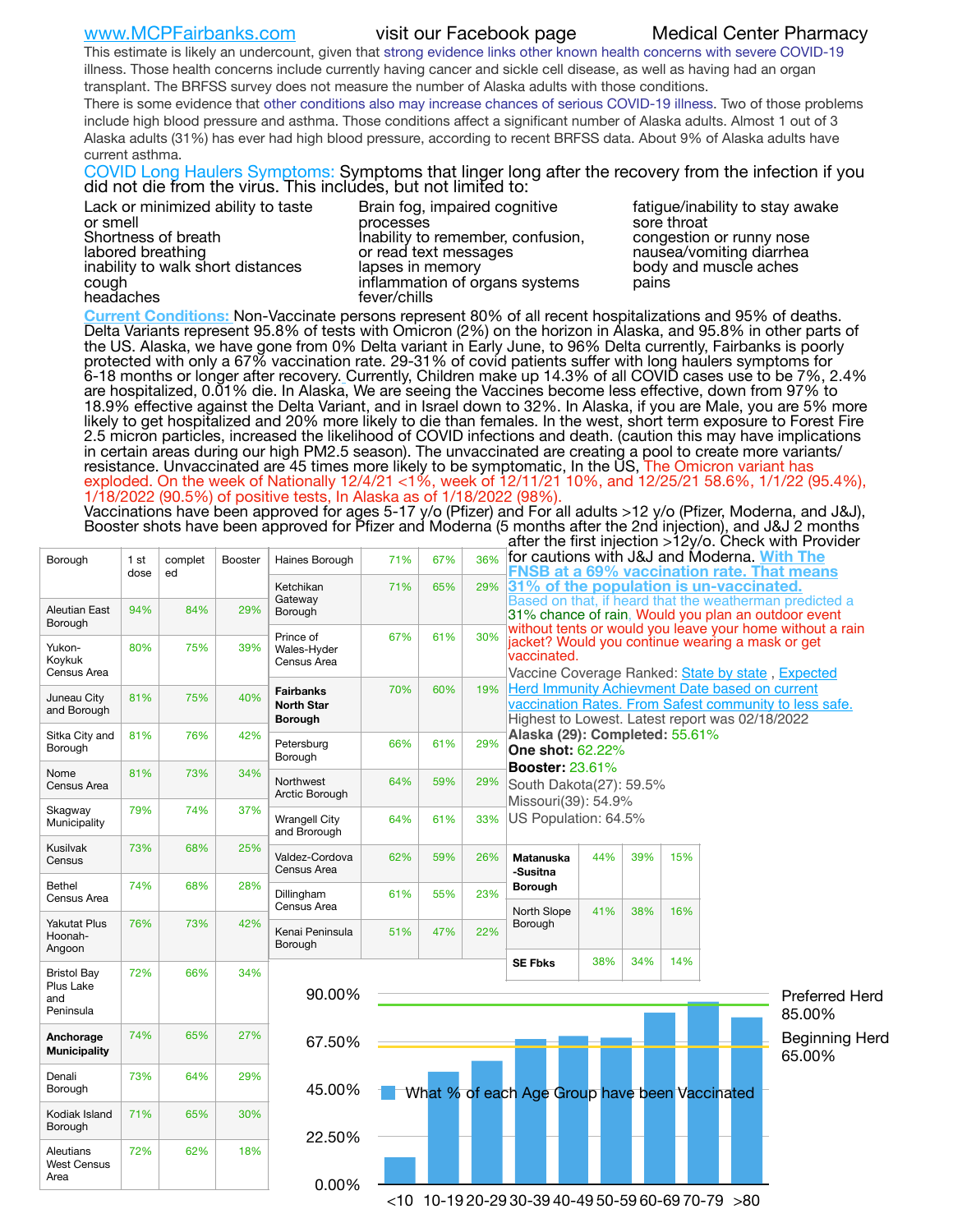www.MCPFairbanks.com visit our Facebook page Medical Center Pharmacy

This estimate is likely an undercount, given that strong evidence links other known health concerns with severe COVID-19 illness. Those health concerns include currently having cancer and sickle cell disease, as well as having had an organ transplant. The BRFSS survey does not measure the number of Alaska adults with those conditions.

There is some evidence that other conditions also may increase chances of serious COVID-19 illness. Two of those problems include high blood pressure and asthma. Those conditions affect a significant number of Alaska adults. Almost 1 out of 3 Alaska adults (31%) has ever had high blood pressure, according to recent BRFSS data. About 9% of Alaska adults have current asthma.

**COVID Long Haulers Symptoms:** Symptoms that linger long after the recovery from the infection if you did not die from the virus. This includes, but not limited to:

- Lack or minimized ability to taste or smell
- Shortness of breath
- labored breathing
- inability to walk short distances
- cough
- headaches
- Brain fog, impaired cognitive processes
- Inability to remember, confusion, or read text messages
- lapses in memory
- inflammation of organs systems
- fever/chills
- fatigue/inability to stay awake
- sore throat
- congestion or runny nose
- nausea/vomiting diarrhea
- body and muscle aches
- pains

**Current Conditions:** Non-Vaccinate persons represent 80% of all recent hospitalizations and 95% of deaths. Delta Variants represent 95.8% of tests with Omicron (2%) on the horizon in Alaska, and 95.8% in other parts of the US. Alaska, we have gone from 0% Delta variant in Early June, to 96% Delta currently, Fairbanks is poorly protected with only a 67% vaccination rate. 29-31% of covid patients suffer with long haulers symptoms for 6-18 months or longer after recovery. Currently, Children make up 14.3% of all COVID cases use to be 7%, 2.4% are hospitalized, 0.01% die. In Alaska, We are seeing the Vaccines become less effective, down from 97% to 18.9% effective against the Delta Variant, and in Israel down to 32%. In Alaska, if you are Male, you are 5% more likely to get hospitalized and 20% more likely to die than females. In the west, short term exposure to Forest Fire 2.5 micron particles, increased the likelihood of COVID infections and death. (caution this may have implications in certain areas during our high PM2.5 season). The unvaccinated are creating a pool to create more variants/resistance. Unvaccinated are 45 times more likely to be symptomatic, In the US, The Omicron variant has exploded. On the week of Nationally 12/4/21 <1%, week of 12/11/21 10%, and 12/25/21 58.6%, 1/1/22 (95.4%), 1/18/2022 (90.5%) of positive tests, In Alaska as of 1/18/2022 (98%).

Vaccinations have been approved for ages 5-17 y/o (Pfizer) and For all adults >12 y/o (Pfizer, Moderna, and J&J), Booster shots have been approved for Pfizer and Moderna (5 months after the 2nd injection), and J&J 2 months after the first injection >12y/o. Check with Provider for cautions with J&J and Moderna. **With The FNSB at a 69% vaccination rate. That means 31% of the population is un-vaccinated.** Based on that, if heard that the weatherman predicted a 31% chance of rain, Would you plan an outdoor event without tents or would you leave your home without a rain jacket? Would you continue wearing a mask or get vaccinated.

Vaccine Coverage Ranked: State by state, Expected Herd Immunity Achievment Date based on current vaccination Rates. From Safest community to less safe. Highest to Lowest. Latest report was 02/18/2022

**Alaska (29): Completed:** 55.61%
**One shot:** 62.22%
**Booster:** 23.61%
South Dakota(27): 59.5%
Missouri(39): 54.9%
US Population: 64.5%

| Borough | 1 st dose | completed | Booster |
|---|---|---|---|
| Aleutian East Borough | 94% | 84% | 29% |
| Yukon-Koykuk Census Area | 80% | 75% | 39% |
| Juneau City and Borough | 81% | 75% | 40% |
| Sitka City and Borough | 81% | 76% | 42% |
| Nome Census Area | 81% | 73% | 34% |
| Skagway Municipality | 79% | 74% | 37% |
| Kusilvak Census | 73% | 68% | 25% |
| Bethel Census Area | 74% | 68% | 28% |
| Yakutat Plus Hoonah-Angoon | 76% | 73% | 42% |
| Bristol Bay Plus Lake and Peninsula | 72% | 66% | 34% |
| **Anchorage Municipality** | 74% | 65% | 27% |
| Denali Borough | 73% | 64% | 29% |
| Kodiak Island Borough | 71% | 65% | 30% |
| Aleutians West Census Area | 72% | 62% | 18% |
| Haines Borough | 71% | 67% | 36% |
| Ketchikan Gateway Borough | 71% | 65% | 29% |
| Prince of Wales-Hyder Census Area | 67% | 61% | 30% |
| **Fairbanks North Star Borough** | 70% | 60% | 19% |
| Petersburg Borough | 66% | 61% | 29% |
| Northwest Arctic Borough | 64% | 59% | 29% |
| Wrangell City and Brorough | 64% | 61% | 33% |
| Valdez-Cordova Census Area | 62% | 59% | 26% |
| Dillingham Census Area | 61% | 55% | 23% |
| Kenai Peninsula Borough | 51% | 47% | 22% |
| **Matanuska-Susitna Borough** | 44% | 39% | 15% |
| North Slope Borough | 41% | 38% | 16% |
| **SE Fbks** | 38% | 34% | 14% |

90.00%
67.50%
45.00%
22.50%
0.00%
What % of each Age Group have been Vaccinated
<10 10-19 20-29 30-39 40-49 50-59 60-69 70-79 >80
Preferred Herd 85.00%
Beginning Herd 65.00%